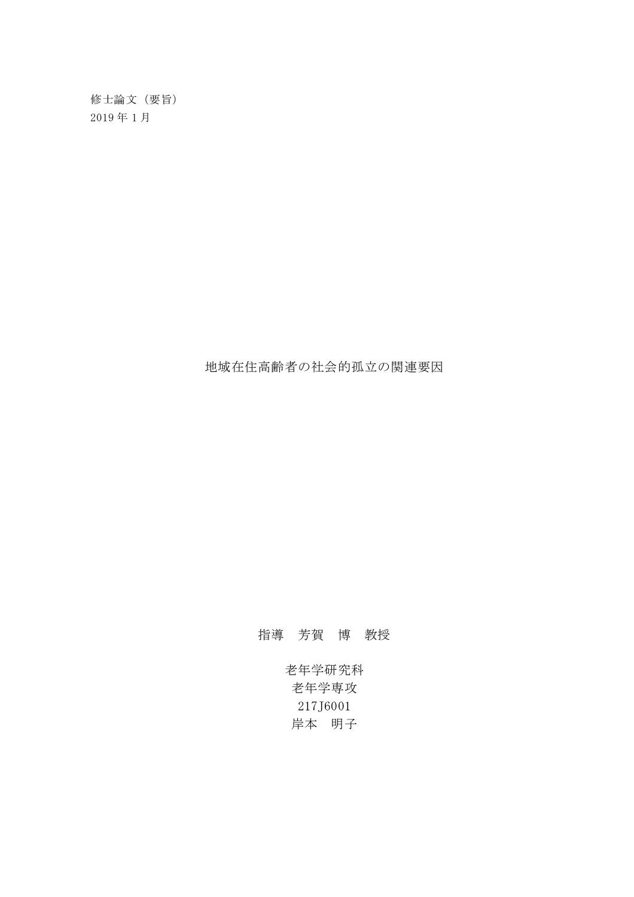修士論文（要旨）
2019 年 1 月

# 地域在住高齢者の社会的孤立の関連要因

指導　芳賀　博　教授

老年学研究科
老年学専攻
217J6001
岸本　明子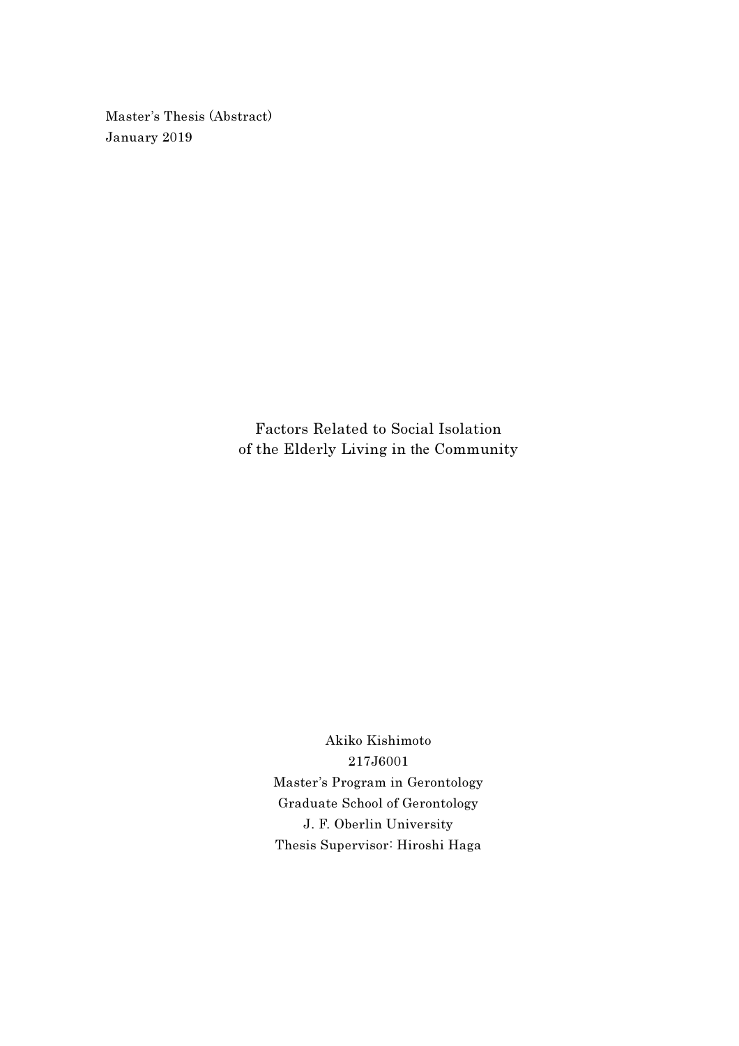Master's Thesis (Abstract)
January 2019

# Factors Related to Social Isolation of the Elderly Living in the Community

Akiko Kishimoto
217J6001
Master's Program in Gerontology
Graduate School of Gerontology
J. F. Oberlin University
Thesis Supervisor: Hiroshi Haga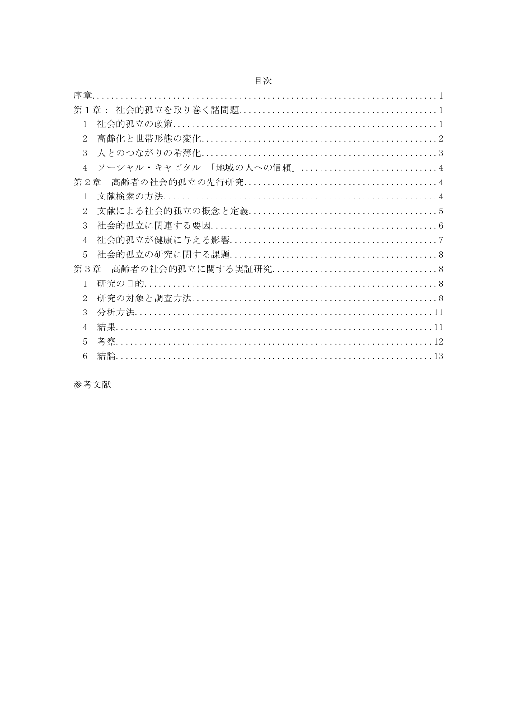# 目次

序章 ........ 1

第１章： 社会的孤立を取り巻く諸問題 ........ 1

　1　社会的孤立の政策 ........ 1

　2　高齢化と世帯形態の変化 ........ 2

　3　人とのつながりの希薄化 ........ 3

　4　ソーシャル・キャピタル 「地域の人への信頼」 ........ 4

第２章　高齢者の社会的孤立の先行研究 ........ 4

　1　文献検索の方法 ........ 4

　2　文献による社会的孤立の概念と定義 ........ 5

　3　社会的孤立に関連する要因 ........ 6

　4　社会的孤立が健康に与える影響 ........ 7

　5　社会的孤立の研究に関する課題 ........ 8

第３章　高齢者の社会的孤立に関する実証研究 ........ 8

　1　研究の目的 ........ 8

　2　研究の対象と調査方法 ........ 8

　3　分析方法 ........ 11

　4　結果 ........ 11

　5　考察 ........ 12

　6　結論 ........ 13

参考文献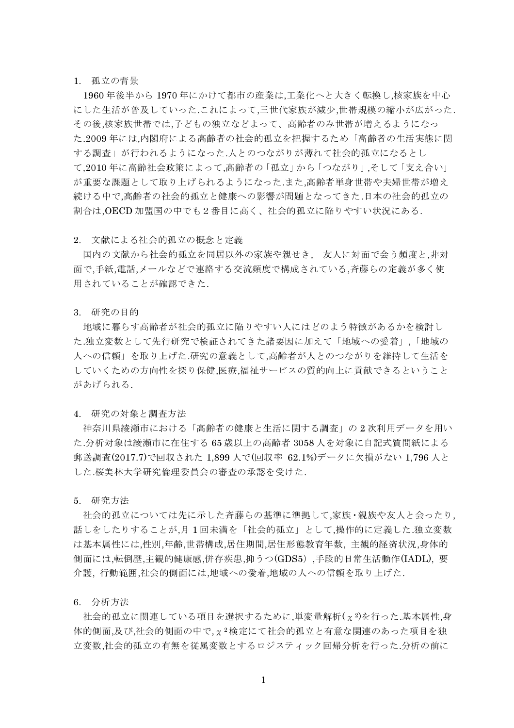## 1. 孤立の背景

1960 年後半から 1970 年にかけて都市の産業は,工業化へと大きく転換し,核家族を中心にした生活が普及していった.これによって,三世代家族が減少,世帯規模の縮小が広がった.その後,核家族世帯では,子どもの独立などよって、高齢者のみ世帯が増えるようになった.2009 年には,内閣府による高齢者の社会的孤立を把握するため「高齢者の生活実態に関する調査」が行われるようになった.人とのつながりが薄れて社会的孤立になるとして,2010 年に高齢社会政策によって,高齢者の「孤立」から「つながり」,そして「支え合い」が重要な課題として取り上げられるようになった.また,高齢者単身世帯や夫婦世帯が増え続ける中で,高齢者の社会的孤立と健康への影響が問題となってきた.日本の社会的孤立の割合は,OECD 加盟国の中でも 2 番目に高く、社会的孤立に陥りやすい状況にある.

## 2. 文献による社会的孤立の概念と定義

国内の文献から社会的孤立を同居以外の家族や親せき, 友人に対面で会う頻度と,非対面で,手紙,電話,メールなどで連絡する交流頻度で構成されている,斉藤らの定義が多く使用されていることが確認できた.

## 3. 研究の目的

地域に暮らす高齢者が社会的孤立に陥りやすい人にはどのよう特徴があるかを検討した.独立変数として先行研究で検証されてきた諸要因に加えて「地域への愛着」,「地域の人への信頼」を取り上げた.研究の意義として,高齢者が人とのつながりを維持して生活をしていくための方向性を探り保健,医療,福祉サービスの質的向上に貢献できるということがあげられる.

## 4. 研究の対象と調査方法

神奈川県綾瀬市における「高齢者の健康と生活に関する調査」の 2 次利用データを用いた.分析対象は綾瀬市に在住する 65 歳以上の高齢者 3058 人を対象に自記式質問紙による郵送調査(2017.7)で回収された 1,899 人で(回収率 62.1%)データに欠損がない 1,796 人とした.桜美林大学研究倫理委員会の審査の承認を受けた.

## 5. 研究方法

社会的孤立については先に示した斉藤らの基準に準拠して,家族・親族や友人と会ったり,話しをしたりすることが,月 1 回未満を「社会的孤立」として,操作的に定義した.独立変数は基本属性には,性別,年齢,世帯構成,居住期間,居住形態教育年数, 主観的経済状況,身体的側面には,転倒歴,主観的健康感,併存疾患,抑うつ(GDS5) ,手段的日常生活動作(IADL), 要介護, 行動範囲,社会的側面には,地域への愛着,地域の人への信頼を取り上げた.

## 6. 分析方法

社会的孤立に関連している項目を選択するために,単変量解析($\chi^2$)を行った.基本属性,身体的側面,及び,社会的側面の中で,$\chi^2$ 検定にて社会的孤立と有意な関連のあった項目を独立変数,社会的孤立の有無を従属変数とするロジスティック回帰分析を行った.分析の前に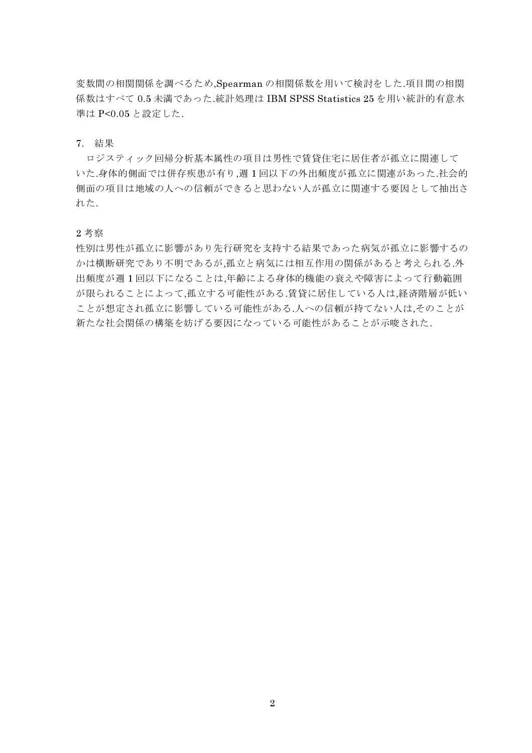変数間の相関関係を調べるため,Spearman の相関係数を用いて検討をした.項目間の相関係数はすべて 0.5 未満であった.統計処理は IBM SPSS Statistics 25 を用い統計的有意水準は P<0.05 と設定した.

7. 結果

ロジスティック回帰分析基本属性の項目は男性で賃貸住宅に居住者が孤立に関連していた.身体的側面では併存疾患が有り,週 1 回以下の外出頻度が孤立に関連があった.社会的側面の項目は地域の人への信頼ができると思わない人が孤立に関連する要因として抽出された.

2 考察

性別は男性が孤立に影響があり先行研究を支持する結果であった病気が孤立に影響するのかは横断研究であり不明であるが,孤立と病気には相互作用の関係があると考えられる.外出頻度が週 1 回以下になることは,年齢による身体的機能の衰えや障害によって行動範囲が限られることによって,孤立する可能性がある.賃貸に居住している人は,経済階層が低いことが想定され孤立に影響している可能性がある.人への信頼が持てない人は,そのことが新たな社会関係の構築を妨げる要因になっている可能性があることが示唆された.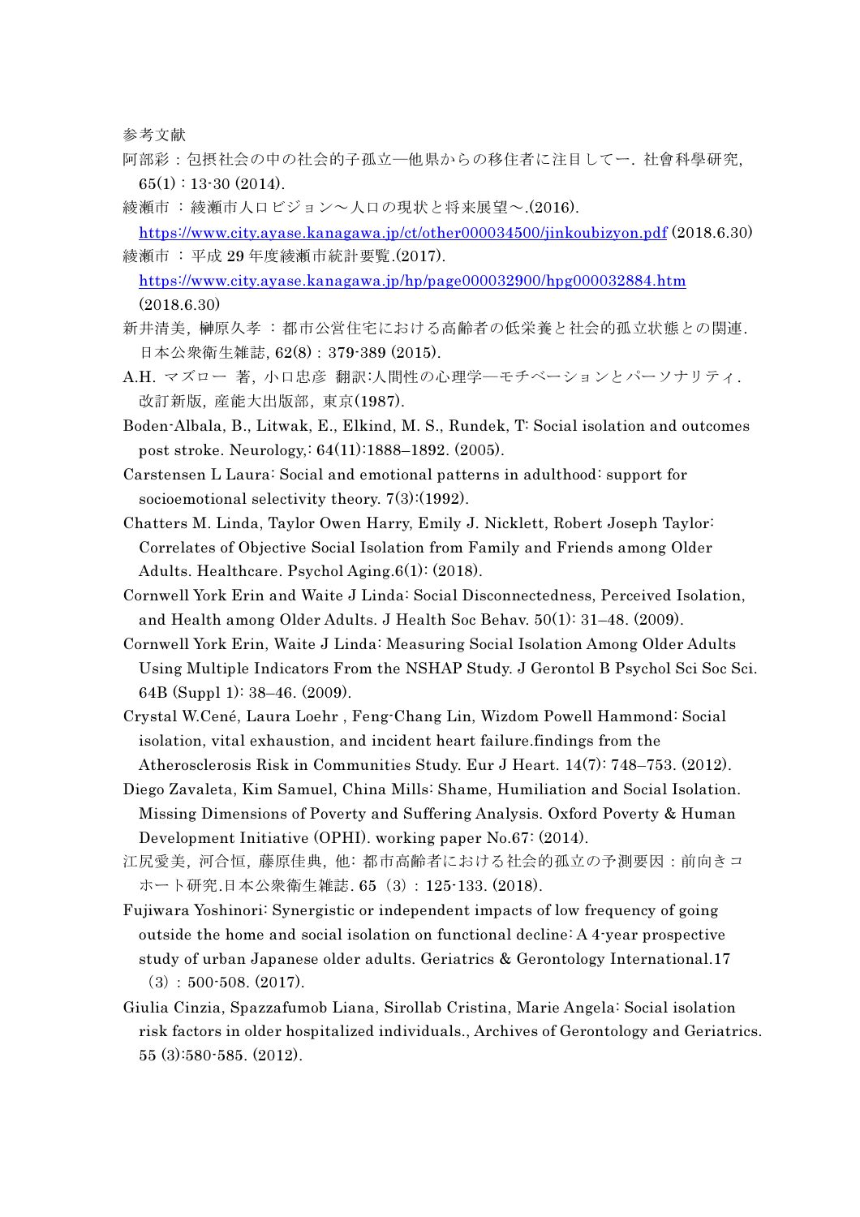参考文献

阿部彩：包摂社会の中の社会的子孤立―他県からの移住者に注目してー. 社會科學研究, 65(1)：13-30 (2014).

綾瀬市 ：綾瀬市人口ビジョン～人口の現状と将来展望～.(2016). https://www.city.ayase.kanagawa.jp/ct/other000034500/jinkoubizyon.pdf (2018.6.30)

綾瀬市 ：平成 29 年度綾瀬市統計要覧.(2017). https://www.city.ayase.kanagawa.jp/hp/page000032900/hpg000032884.htm (2018.6.30)

新井清美，榊原久孝 ：都市公営住宅における高齢者の低栄養と社会的孤立状態との関連. 日本公衆衛生雑誌, 62(8)：379-389 (2015).

A.H. マズロー 著，小口忠彦 翻訳:人間性の心理学―モチベーションとパーソナリティ. 改訂新版，産能大出版部，東京(1987).

Boden-Albala, B., Litwak, E., Elkind, M. S., Rundek, T: Social isolation and outcomes post stroke. Neurology,: 64(11):1888–1892. (2005).

Carstensen L Laura: Social and emotional patterns in adulthood: support for socioemotional selectivity theory. 7(3):(1992).

Chatters M. Linda, Taylor Owen Harry, Emily J. Nicklett, Robert Joseph Taylor: Correlates of Objective Social Isolation from Family and Friends among Older Adults. Healthcare. Psychol Aging.6(1): (2018).

Cornwell York Erin and Waite J Linda: Social Disconnectedness, Perceived Isolation, and Health among Older Adults. J Health Soc Behav. 50(1): 31–48. (2009).

Cornwell York Erin, Waite J Linda: Measuring Social Isolation Among Older Adults Using Multiple Indicators From the NSHAP Study. J Gerontol B Psychol Sci Soc Sci. 64B (Suppl 1): 38–46. (2009).

Crystal W.Cené, Laura Loehr , Feng-Chang Lin, Wizdom Powell Hammond: Social isolation, vital exhaustion, and incident heart failure.findings from the Atherosclerosis Risk in Communities Study. Eur J Heart. 14(7): 748–753. (2012).

Diego Zavaleta, Kim Samuel, China Mills: Shame, Humiliation and Social Isolation. Missing Dimensions of Poverty and Suffering Analysis. Oxford Poverty & Human Development Initiative (OPHI). working paper No.67: (2014).

江尻愛美，河合恒，藤原佳典，他: 都市高齢者における社会的孤立の予測要因：前向きコホート研究.日本公衆衛生雑誌. 65（3）：125-133. (2018).

Fujiwara Yoshinori: Synergistic or independent impacts of low frequency of going outside the home and social isolation on functional decline: A 4-year prospective study of urban Japanese older adults. Geriatrics & Gerontology International.17（3）：500-508. (2017).

Giulia Cinzia, Spazzafumob Liana, Sirollab Cristina, Marie Angela: Social isolation risk factors in older hospitalized individuals., Archives of Gerontology and Geriatrics. 55 (3):580-585. (2012).